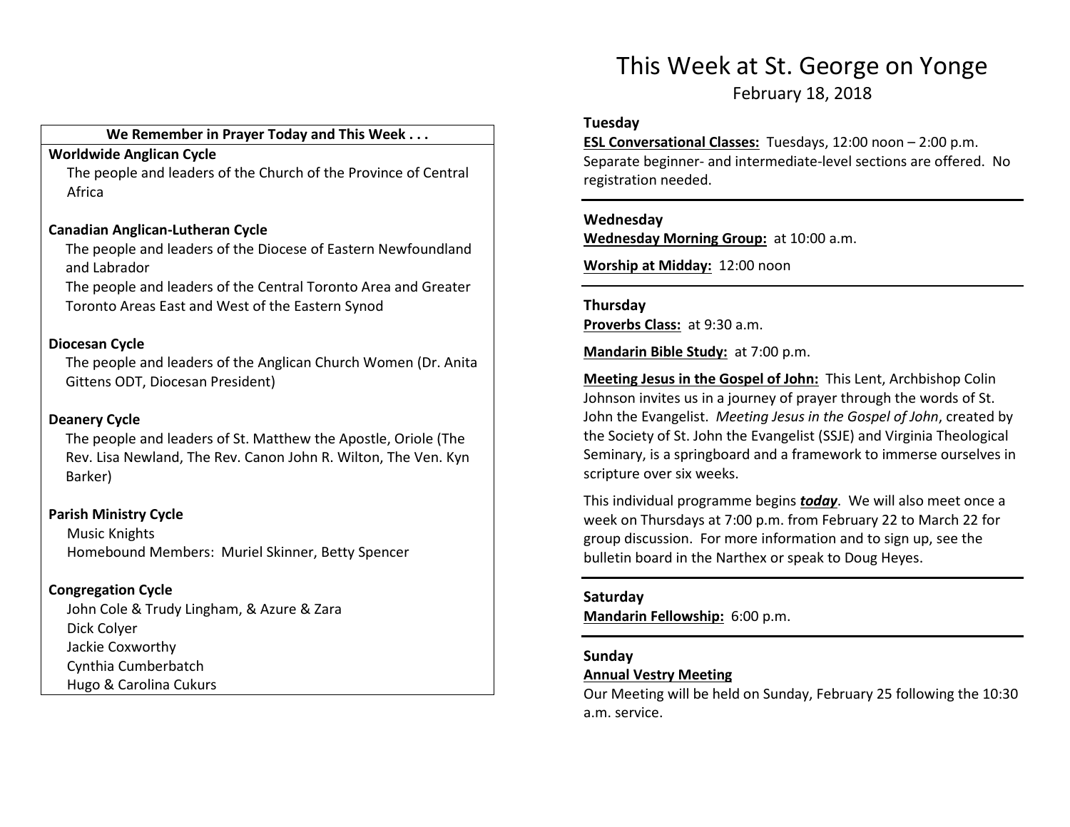# This Week at St. George on Yonge

February 18, 2018

**We Remember in Prayer Today and This Week . . .**

**Worldwide Anglican Cycle**

The people and leaders of the Church of the Province of Central Africa

**Canadian Anglican-Lutheran Cycle**

The people and leaders of the Diocese of Eastern Newfoundland and Labrador

The people and leaders of the Central Toronto Area and Greater Toronto Areas East and West of the Eastern Synod

**Diocesan Cycle**

The people and leaders of the Anglican Church Women (Dr. Anita Gittens ODT, Diocesan President)

**Deanery Cycle**

The people and leaders of St. Matthew the Apostle, Oriole (The Rev. Lisa Newland, The Rev. Canon John R. Wilton, The Ven. Kyn Barker)

**Parish Ministry Cycle**

Music Knights

Homebound Members: Muriel Skinner, Betty Spencer

**Congregation Cycle**

John Cole & Trudy Lingham, & Azure & Zara

Dick Colyer

Jackie Coxworthy

Cynthia Cumberbatch

Hugo & Carolina Cukurs

---

### Tuesday

**ESL Conversational Classes:** Tuesdays, 12:00 noon – 2:00 p.m. Separate beginner- and intermediate-level sections are offered. No registration needed.

---

### Wednesday

**Wednesday Morning Group:** at 10:00 a.m.

**Worship at Midday:** 12:00 noon

---

### Thursday

**Proverbs Class:** at 9:30 a.m.

**Mandarin Bible Study:** at 7:00 p.m.

**Meeting Jesus in the Gospel of John:** This Lent, Archbishop Colin Johnson invites us in a journey of prayer through the words of St. John the Evangelist. *Meeting Jesus in the Gospel of John*, created by the Society of St. John the Evangelist (SSJE) and Virginia Theological Seminary, is a springboard and a framework to immerse ourselves in scripture over six weeks.

This individual programme begins ***today***. We will also meet once a week on Thursdays at 7:00 p.m. from February 22 to March 22 for group discussion. For more information and to sign up, see the bulletin board in the Narthex or speak to Doug Heyes.

---

### Saturday

**Mandarin Fellowship:** 6:00 p.m.

---

### Sunday

**Annual Vestry Meeting**

Our Meeting will be held on Sunday, February 25 following the 10:30 a.m. service.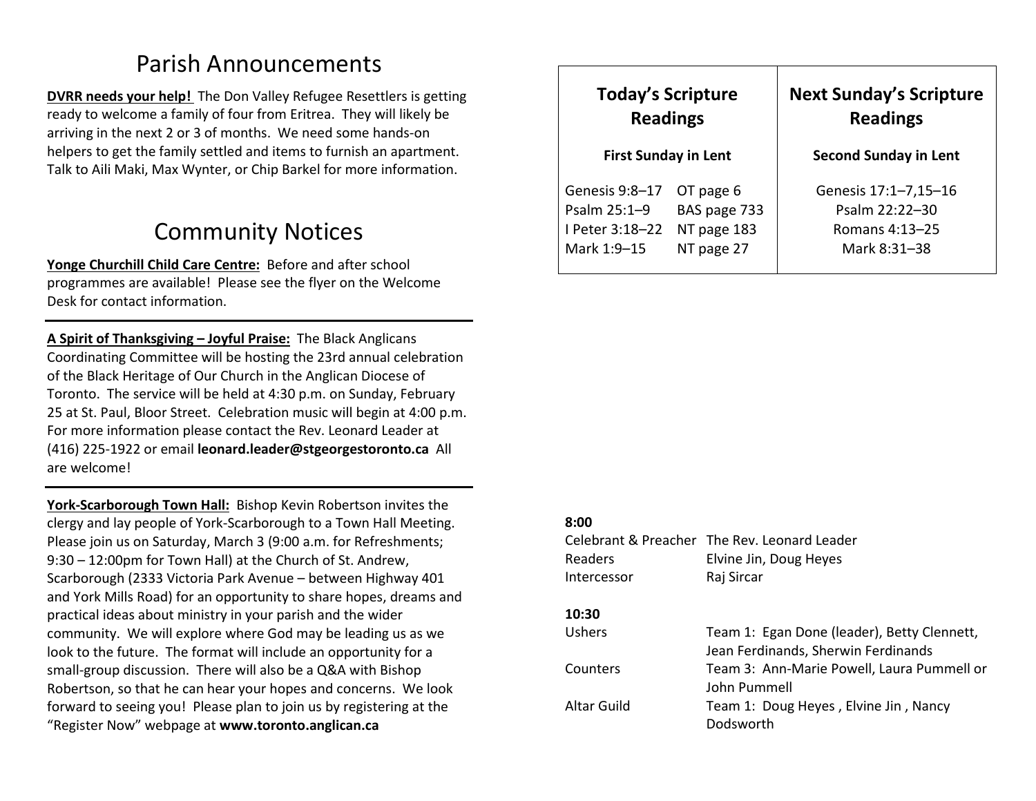# Parish Announcements

**DVRR needs your help!** The Don Valley Refugee Resettlers is getting ready to welcome a family of four from Eritrea. They will likely be arriving in the next 2 or 3 of months. We need some hands-on helpers to get the family settled and items to furnish an apartment. Talk to Aili Maki, Max Wynter, or Chip Barkel for more information.

# Community Notices

**Yonge Churchill Child Care Centre:** Before and after school programmes are available! Please see the flyer on the Welcome Desk for contact information.

---

**A Spirit of Thanksgiving – Joyful Praise:** The Black Anglicans Coordinating Committee will be hosting the 23rd annual celebration of the Black Heritage of Our Church in the Anglican Diocese of Toronto. The service will be held at 4:30 p.m. on Sunday, February 25 at St. Paul, Bloor Street. Celebration music will begin at 4:00 p.m. For more information please contact the Rev. Leonard Leader at (416) 225-1922 or email **leonard.leader@stgeorgestoronto.ca** All are welcome!

---

**York-Scarborough Town Hall:** Bishop Kevin Robertson invites the clergy and lay people of York-Scarborough to a Town Hall Meeting. Please join us on Saturday, March 3 (9:00 a.m. for Refreshments; 9:30 – 12:00pm for Town Hall) at the Church of St. Andrew, Scarborough (2333 Victoria Park Avenue – between Highway 401 and York Mills Road) for an opportunity to share hopes, dreams and practical ideas about ministry in your parish and the wider community. We will explore where God may be leading us as we look to the future. The format will include an opportunity for a small-group discussion. There will also be a Q&A with Bishop Robertson, so that he can hear your hopes and concerns. We look forward to seeing you! Please plan to join us by registering at the "Register Now" webpage at **www.toronto.anglican.ca**

## Today's Scripture Readings

**First Sunday in Lent**

| | |
|---|---|
| Genesis 9:8–17 | OT page 6 |
| Psalm 25:1–9 | BAS page 733 |
| I Peter 3:18–22 | NT page 183 |
| Mark 1:9–15 | NT page 27 |

## Next Sunday's Scripture Readings

**Second Sunday in Lent**

Genesis 17:1–7,15–16
Psalm 22:22–30
Romans 4:13–25
Mark 8:31–38

**8:00**

| | |
|---|---|
| Celebrant & Preacher | The Rev. Leonard Leader |
| Readers | Elvine Jin, Doug Heyes |
| Intercessor | Raj Sircar |

**10:30**

| | |
|---|---|
| Ushers | Team 1: Egan Done (leader), Betty Clennett, Jean Ferdinands, Sherwin Ferdinands |
| Counters | Team 3: Ann-Marie Powell, Laura Pummell or John Pummell |
| Altar Guild | Team 1: Doug Heyes , Elvine Jin , Nancy Dodsworth |